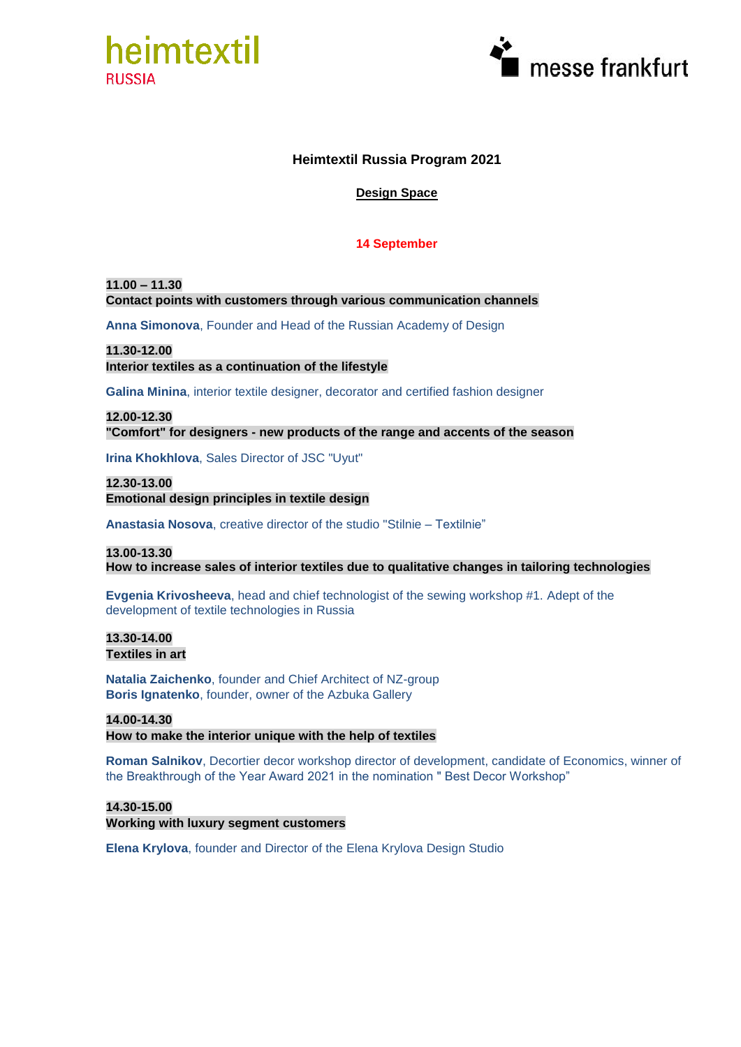heimtextil
RUSSIA

messe frankfurt

# Heimtextil Russia Program 2021

## Design Space

### 14 September

**11.00 – 11.30**
**Contact points with customers through various communication channels**

**Anna Simonova**, Founder and Head of the Russian Academy of Design

**11.30-12.00**
**Interior textiles as a continuation of the lifestyle**

**Galina Minina**, interior textile designer, decorator and certified fashion designer

**12.00-12.30**
**"Comfort" for designers - new products of the range and accents of the season**

**Irina Khokhlova**, Sales Director of JSC "Uyut"

**12.30-13.00**
**Emotional design principles in textile design**

**Anastasia Nosova**, creative director of the studio "Stilnie – Textilnie"

**13.00-13.30**
**How to increase sales of interior textiles due to qualitative changes in tailoring technologies**

**Evgenia Krivosheeva**, head and chief technologist of the sewing workshop #1. Adept of the development of textile technologies in Russia

**13.30-14.00**
**Textiles in art**

**Natalia Zaichenko**, founder and Chief Architect of NZ-group
**Boris Ignatenko**, founder, owner of the Azbuka Gallery

**14.00-14.30**
**How to make the interior unique with the help of textiles**

**Roman Salnikov**, Decortier decor workshop director of development, candidate of Economics, winner of the Breakthrough of the Year Award 2021 in the nomination " Best Decor Workshop"

**14.30-15.00**
**Working with luxury segment customers**

**Elena Krylova**, founder and Director of the Elena Krylova Design Studio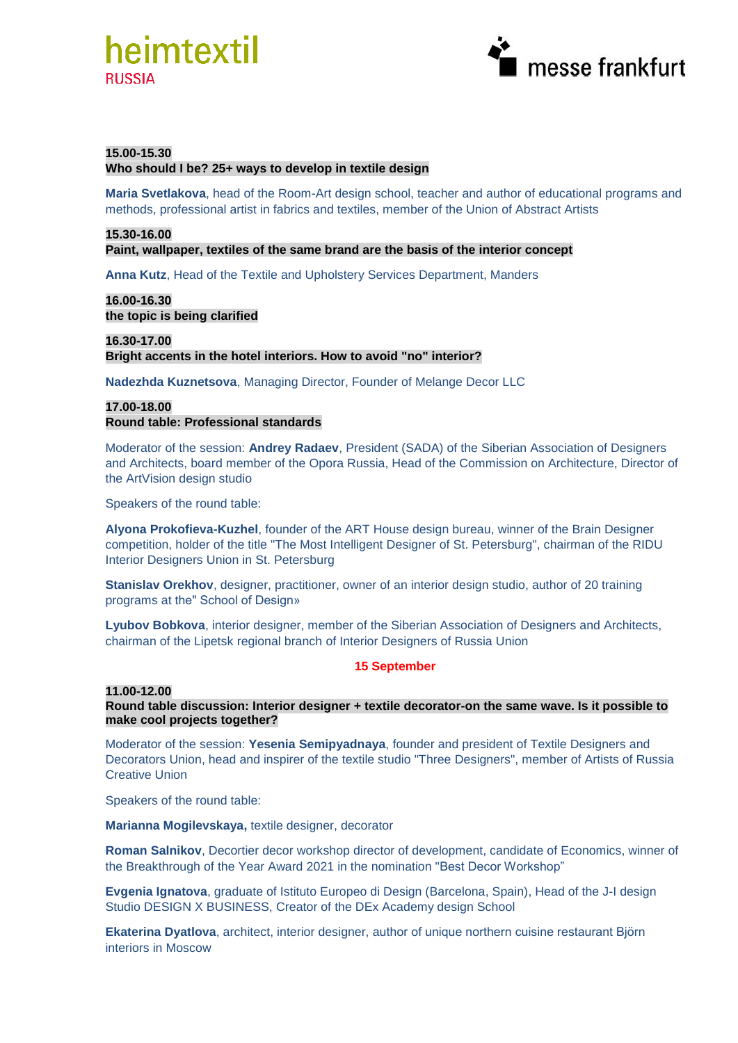**15.00-15.30**
**Who should I be? 25+ ways to develop in textile design**

**Maria Svetlakova**, head of the Room-Art design school, teacher and author of educational programs and methods, professional artist in fabrics and textiles, member of the Union of Abstract Artists

**15.30-16.00**
**Paint, wallpaper, textiles of the same brand are the basis of the interior concept**

**Anna Kutz**, Head of the Textile and Upholstery Services Department, Manders

**16.00-16.30**
**the topic is being clarified**

**16.30-17.00**
**Bright accents in the hotel interiors. How to avoid "no" interior?**

**Nadezhda Kuznetsova**, Managing Director, Founder of Melange Decor LLC

**17.00-18.00**
**Round table: Professional standards**

Moderator of the session: **Andrey Radaev**, President (SADA) of the Siberian Association of Designers and Architects, board member of the Opora Russia, Head of the Commission on Architecture, Director of the ArtVision design studio

Speakers of the round table:

**Alyona Prokofieva-Kuzhel**, founder of the ART House design bureau, winner of the Brain Designer competition, holder of the title "The Most Intelligent Designer of St. Petersburg", chairman of the RIDU Interior Designers Union in St. Petersburg

**Stanislav Orekhov**, designer, practitioner, owner of an interior design studio, author of 20 training programs at the" School of Design»

**Lyubov Bobkova**, interior designer, member of the Siberian Association of Designers and Architects, chairman of the Lipetsk regional branch of Interior Designers of Russia Union

## 15 September

**11.00-12.00**
**Round table discussion: Interior designer + textile decorator-on the same wave. Is it possible to make cool projects together?**

Moderator of the session: **Yesenia Semipyadnaya**, founder and president of Textile Designers and Decorators Union, head and inspirer of the textile studio "Three Designers", member of Artists of Russia Creative Union

Speakers of the round table:

**Marianna Mogilevskaya,** textile designer, decorator

**Roman Salnikov**, Decortier decor workshop director of development, candidate of Economics, winner of the Breakthrough of the Year Award 2021 in the nomination "Best Decor Workshop"

**Evgenia Ignatova**, graduate of Istituto Europeo di Design (Barcelona, Spain), Head of the J-I design Studio DESIGN X BUSINESS, Creator of the DEx Academy design School

**Ekaterina Dyatlova**, architect, interior designer, author of unique northern cuisine restaurant Björn interiors in Moscow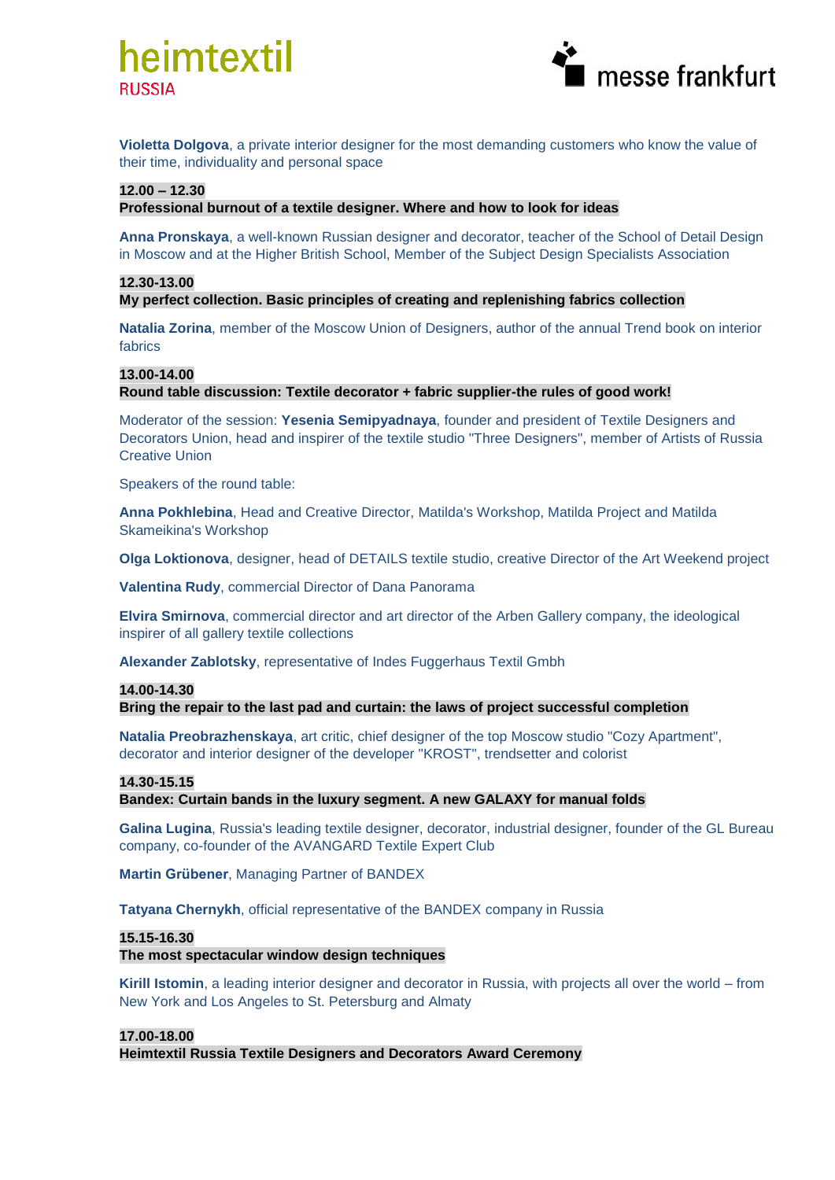**Violetta Dolgova**, a private interior designer for the most demanding customers who know the value of their time, individuality and personal space

**12.00 – 12.30**
**Professional burnout of a textile designer. Where and how to look for ideas**

**Anna Pronskaya**, a well-known Russian designer and decorator, teacher of the School of Detail Design in Moscow and at the Higher British School, Member of the Subject Design Specialists Association

**12.30-13.00**
**My perfect collection. Basic principles of creating and replenishing fabrics collection**

**Natalia Zorina**, member of the Moscow Union of Designers, author of the annual Trend book on interior fabrics

**13.00-14.00**
**Round table discussion: Textile decorator + fabric supplier-the rules of good work!**

Moderator of the session: **Yesenia Semipyadnaya**, founder and president of Textile Designers and Decorators Union, head and inspirer of the textile studio "Three Designers", member of Artists of Russia Creative Union

Speakers of the round table:

**Anna Pokhlebina**, Head and Creative Director, Matilda's Workshop, Matilda Project and Matilda Skameikina's Workshop

**Olga Loktionova**, designer, head of DETAILS textile studio, creative Director of the Art Weekend project

**Valentina Rudy**, commercial Director of Dana Panorama

**Elvira Smirnova**, commercial director and art director of the Arben Gallery company, the ideological inspirer of all gallery textile collections

**Alexander Zablotsky**, representative of Indes Fuggerhaus Textil Gmbh

**14.00-14.30**
**Bring the repair to the last pad and curtain: the laws of project successful completion**

**Natalia Preobrazhenskaya**, art critic, chief designer of the top Moscow studio "Cozy Apartment", decorator and interior designer of the developer "KROST", trendsetter and colorist

**14.30-15.15**
**Bandex: Curtain bands in the luxury segment. A new GALAXY for manual folds**

**Galina Lugina**, Russia's leading textile designer, decorator, industrial designer, founder of the GL Bureau company, co-founder of the AVANGARD Textile Expert Club

**Martin Grübener**, Managing Partner of BANDEX

**Tatyana Chernykh**, official representative of the BANDEX company in Russia

**15.15-16.30**
**The most spectacular window design techniques**

**Kirill Istomin**, a leading interior designer and decorator in Russia, with projects all over the world – from New York and Los Angeles to St. Petersburg and Almaty

**17.00-18.00**
**Heimtextil Russia Textile Designers and Decorators Award Ceremony**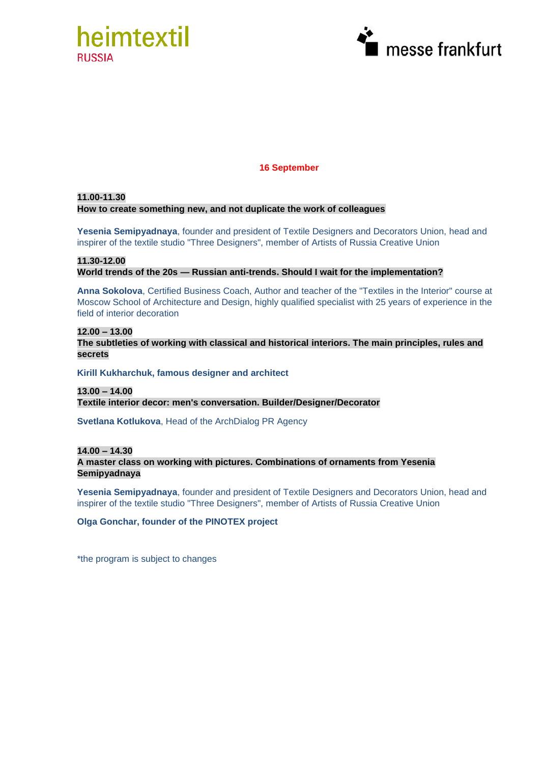**16 September**

**11.00-11.30**
**How to create something new, and not duplicate the work of colleagues**

**Yesenia Semipyadnaya**, founder and president of Textile Designers and Decorators Union, head and inspirer of the textile studio "Three Designers", member of Artists of Russia Creative Union

**11.30-12.00**
**World trends of the 20s — Russian anti-trends. Should I wait for the implementation?**

**Anna Sokolova**, Certified Business Coach, Author and teacher of the "Textiles in the Interior" course at Moscow School of Architecture and Design, highly qualified specialist with 25 years of experience in the field of interior decoration

**12.00 – 13.00**
**The subtleties of working with classical and historical interiors. The main principles, rules and secrets**

**Kirill Kukharchuk, famous designer and architect**

**13.00 – 14.00**
**Textile interior decor: men's conversation. Builder/Designer/Decorator**

**Svetlana Kotlukova**, Head of the ArchDialog PR Agency

**14.00 – 14.30**
**A master class on working with pictures. Combinations of ornaments from Yesenia Semipyadnaya**

**Yesenia Semipyadnaya**, founder and president of Textile Designers and Decorators Union, head and inspirer of the textile studio "Three Designers", member of Artists of Russia Creative Union

**Olga Gonchar, founder of the PINOTEX project**

*the program is subject to changes